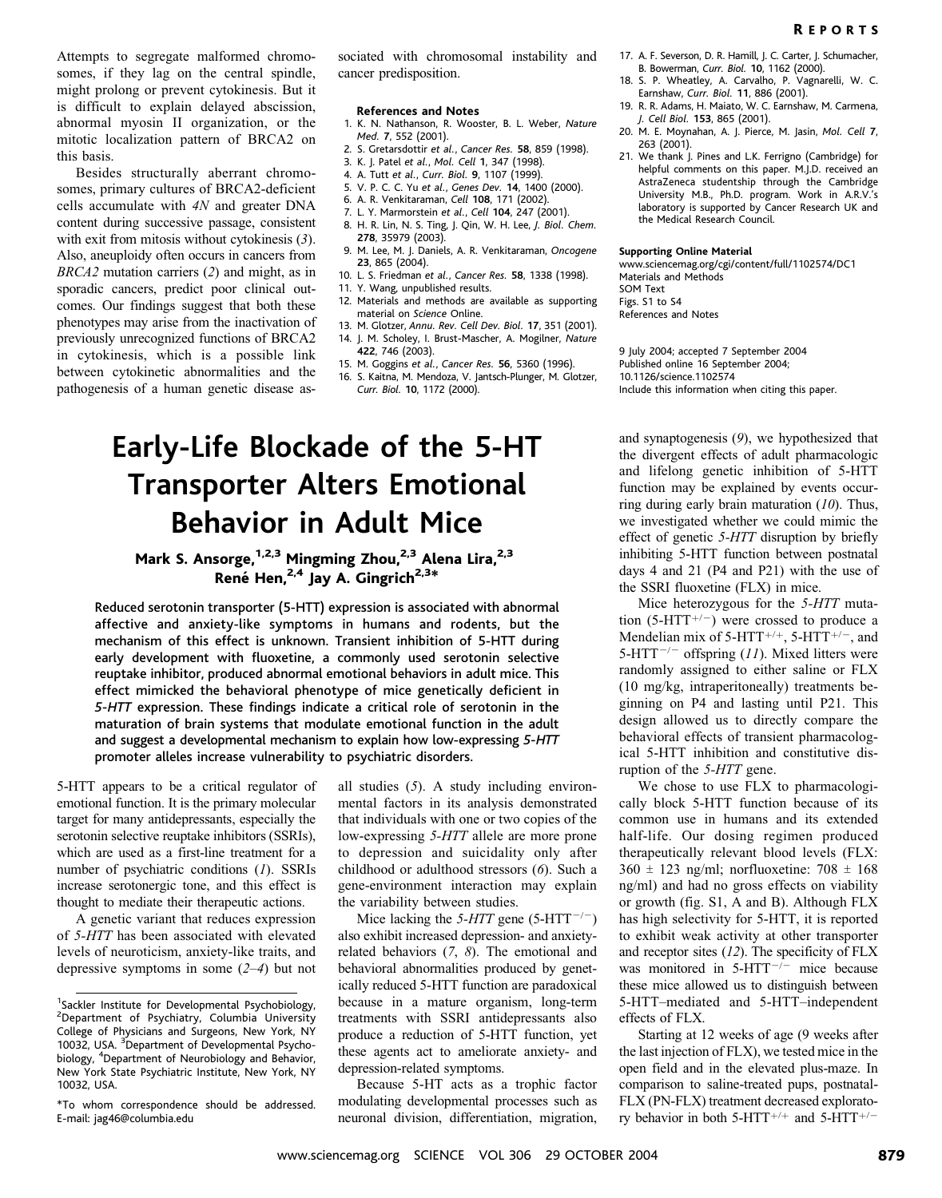Attempts to segregate malformed chromosomes, if they lag on the central spindle, might prolong or prevent cytokinesis. But it is difficult to explain delayed abscission, abnormal myosin II organization, or the mitotic localization pattern of BRCA2 on this basis.

Besides structurally aberrant chromosomes, primary cultures of BRCA2-deficient cells accumulate with *4N* and greater DNA content during successive passage, consistent with exit from mitosis without cytokinesis (*3*). Also, aneuploidy often occurs in cancers from *BRCA2* mutation carriers (*2*) and might, as in sporadic cancers, predict poor clinical outcomes. Our findings suggest that both these phenotypes may arise from the inactivation of previously unrecognized functions of BRCA2 in cytokinesis, which is a possible link between cytokinetic abnormalities and the pathogenesis of a human genetic disease associated with chromosomal instability and cancer predisposition.

**References and Notes**

1. K. N. Nathanson, R. Wooster, B. L. Weber, *Nature Med.* **7**, 552 (2001).
2. S. Gretarsdottir *et al.*, *Cancer Res.* **58**, 859 (1998).
3. K. J. Patel *et al.*, *Mol. Cell* **1**, 347 (1998).
4. A. Tutt *et al.*, *Curr. Biol.* **9**, 1107 (1999).
5. V. P. C. C. Yu *et al.*, *Genes Dev.* **14**, 1400 (2000).
6. A. R. Venkitaraman, *Cell* **108**, 171 (2002).
7. L. Y. Marmorstein *et al.*, *Cell* **104**, 247 (2001).
8. H. R. Lin, N. S. Ting, J. Qin, W. H. Lee, *J. Biol. Chem.* **278**, 35979 (2003).
9. M. Lee, M. J. Daniels, A. R. Venkitaraman, *Oncogene* **23**, 865 (2004).
10. L. S. Friedman *et al.*, *Cancer Res.* **58**, 1338 (1998).
11. Y. Wang, unpublished results.
12. Materials and methods are available as supporting material on *Science* Online.
13. M. Glotzer, *Annu. Rev. Cell Dev. Biol.* **17**, 351 (2001).
14. J. M. Scholey, I. Brust-Mascher, A. Mogilner, *Nature* **422**, 746 (2003).
15. M. Goggins *et al.*, *Cancer Res.* **56**, 5360 (1996).
16. S. Kaitna, M. Mendoza, V. Jantsch-Plunger, M. Glotzer, *Curr. Biol.* **10**, 1172 (2000).
17. A. F. Severson, D. R. Hamill, J. C. Carter, J. Schumacher, B. Bowerman, *Curr. Biol.* **10**, 1162 (2000).
18. S. P. Wheatley, A. Carvalho, P. Vagnarelli, W. C. Earnshaw, *Curr. Biol.* **11**, 886 (2001).
19. R. R. Adams, H. Maiato, W. C. Earnshaw, M. Carmena, *J. Cell Biol.* **153**, 865 (2001).
20. M. E. Moynahan, A. J. Pierce, M. Jasin, *Mol. Cell* **7**, 263 (2001).
21. We thank J. Pines and L.K. Ferrigno (Cambridge) for helpful comments on this paper. M.J.D. received an AstraZeneca studentship through the Cambridge University M.B., Ph.D. program. Work in A.R.V.'s laboratory is supported by Cancer Research UK and the Medical Research Council.

**Supporting Online Material**

www.sciencemag.org/cgi/content/full/1102574/DC1
Materials and Methods
SOM Text
Figs. S1 to S4
References and Notes

9 July 2004; accepted 7 September 2004
Published online 16 September 2004;
10.1126/science.1102574
Include this information when citing this paper.

# Early-Life Blockade of the 5-HT Transporter Alters Emotional Behavior in Adult Mice

**Mark S. Ansorge,[1,2,3] Mingming Zhou,[2,3] Alena Lira,[2,3] René Hen,[2,4] Jay A. Gingrich[2,3]***

**Reduced serotonin transporter (5-HTT) expression is associated with abnormal affective and anxiety-like symptoms in humans and rodents, but the mechanism of this effect is unknown. Transient inhibition of 5-HTT during early development with fluoxetine, a commonly used serotonin selective reuptake inhibitor, produced abnormal emotional behaviors in adult mice. This effect mimicked the behavioral phenotype of mice genetically deficient in *5-HTT* expression. These findings indicate a critical role of serotonin in the maturation of brain systems that modulate emotional function in the adult and suggest a developmental mechanism to explain how low-expressing *5-HTT* promoter alleles increase vulnerability to psychiatric disorders.**

5-HTT appears to be a critical regulator of emotional function. It is the primary molecular target for many antidepressants, especially the serotonin selective reuptake inhibitors (SSRIs), which are used as a first-line treatment for a number of psychiatric conditions (*1*). SSRIs increase serotonergic tone, and this effect is thought to mediate their therapeutic actions.

A genetic variant that reduces expression of *5-HTT* has been associated with elevated levels of neuroticism, anxiety-like traits, and depressive symptoms in some (*2*–*4*) but not all studies (*5*). A study including environmental factors in its analysis demonstrated that individuals with one or two copies of the low-expressing *5-HTT* allele are more prone to depression and suicidality only after childhood or adulthood stressors (*6*). Such a gene-environment interaction may explain the variability between studies.

Mice lacking the *5-HTT* gene ($5\text{-HTT}^{-/-}$) also exhibit increased depression- and anxiety-related behaviors (*7*, *8*). The emotional and behavioral abnormalities produced by genetically reduced 5-HTT function are paradoxical because in a mature organism, long-term treatments with SSRI antidepressants also produce a reduction of 5-HTT function, yet these agents act to ameliorate anxiety- and depression-related symptoms.

Because 5-HT acts as a trophic factor modulating developmental processes such as neuronal division, differentiation, migration, and synaptogenesis (*9*), we hypothesized that the divergent effects of adult pharmacologic and lifelong genetic inhibition of 5-HTT function may be explained by events occurring during early brain maturation (*10*). Thus, we investigated whether we could mimic the effect of genetic *5-HTT* disruption by briefly inhibiting 5-HTT function between postnatal days 4 and 21 (P4 and P21) with the use of the SSRI fluoxetine (FLX) in mice.

Mice heterozygous for the *5-HTT* mutation ($5\text{-HTT}^{+/-}$) were crossed to produce a Mendelian mix of $5\text{-HTT}^{+/+}$, $5\text{-HTT}^{+/-}$, and $5\text{-HTT}^{-/-}$ offspring (*11*). Mixed litters were randomly assigned to either saline or FLX (10 mg/kg, intraperitoneally) treatments beginning on P4 and lasting until P21. This design allowed us to directly compare the behavioral effects of transient pharmacological 5-HTT inhibition and constitutive disruption of the *5-HTT* gene.

We chose to use FLX to pharmacologically block 5-HTT function because of its common use in humans and its extended half-life. Our dosing regimen produced therapeutically relevant blood levels (FLX: $360 \pm 123$ ng/ml; norfluoxetine: $708 \pm 168$ ng/ml) and had no gross effects on viability or growth (fig. S1, A and B). Although FLX has high selectivity for 5-HTT, it is reported to exhibit weak activity at other transporter and receptor sites (*12*). The specificity of FLX was monitored in $5\text{-HTT}^{-/-}$ mice because these mice allowed us to distinguish between 5-HTT–mediated and 5-HTT–independent effects of FLX.

Starting at 12 weeks of age (9 weeks after the last injection of FLX), we tested mice in the open field and in the elevated plus-maze. In comparison to saline-treated pups, postnatal-FLX (PN-FLX) treatment decreased exploratory behavior in both $5\text{-HTT}^{+/+}$ and $5\text{-HTT}^{+/-}$

---

[1]Sackler Institute for Developmental Psychobiology, [2]Department of Psychiatry, Columbia University College of Physicians and Surgeons, New York, NY 10032, USA. [3]Department of Developmental Psychobiology, [4]Department of Neurobiology and Behavior, New York State Psychiatric Institute, New York, NY 10032, USA.

*To whom correspondence should be addressed. E-mail: jag46@columbia.edu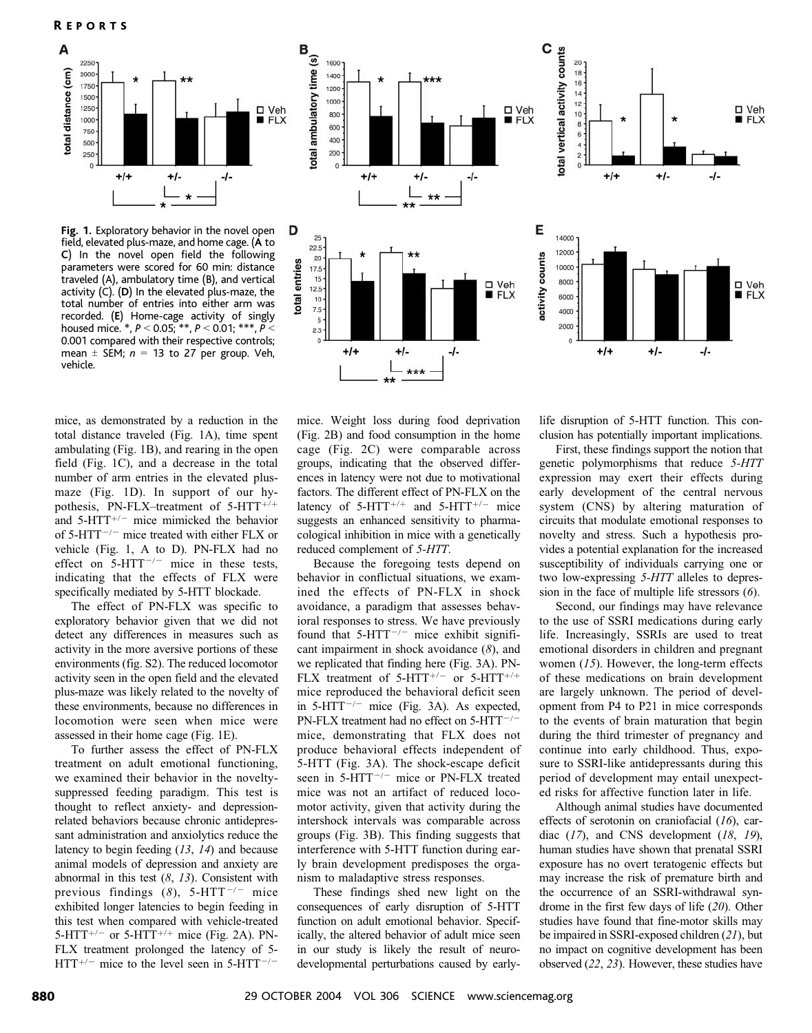**Fig. 1.** Exploratory behavior in the novel open field, elevated plus-maze, and home cage. (**A** to **C**) In the novel open field the following parameters were scored for 60 min: distance traveled (A), ambulatory time (B), and vertical activity (C). (**D**) In the elevated plus-maze, the total number of entries into either arm was recorded. (**E**) Home-cage activity of singly housed mice. *, $P < 0.05$; **, $P < 0.01$; ***, $P < 0.001$ compared with their respective controls; mean ± SEM; $n = 13$ to 27 per group. Veh, vehicle.

mice, as demonstrated by a reduction in the total distance traveled (Fig. 1A), time spent ambulating (Fig. 1B), and rearing in the open field (Fig. 1C), and a decrease in the total number of arm entries in the elevated plus-maze (Fig. 1D). In support of our hypothesis, PN-FLX–treatment of 5-HTT$^{+/+}$ and 5-HTT$^{+/-}$ mice mimicked the behavior of 5-HTT$^{-/-}$ mice treated with either FLX or vehicle (Fig. 1, A to D). PN-FLX had no effect on 5-HTT$^{-/-}$ mice in these tests, indicating that the effects of FLX were specifically mediated by 5-HTT blockade.

The effect of PN-FLX was specific to exploratory behavior given that we did not detect any differences in measures such as activity in the more aversive portions of these environments (fig. S2). The reduced locomotor activity seen in the open field and the elevated plus-maze was likely related to the novelty of these environments, because no differences in locomotion were seen when mice were assessed in their home cage (Fig. 1E).

To further assess the effect of PN-FLX treatment on adult emotional functioning, we examined their behavior in the novelty-suppressed feeding paradigm. This test is thought to reflect anxiety- and depression-related behaviors because chronic antidepressant administration and anxiolytics reduce the latency to begin feeding (*13*, *14*) and because animal models of depression and anxiety are abnormal in this test (*8*, *13*). Consistent with previous findings (*8*), 5-HTT$^{-/-}$ mice exhibited longer latencies to begin feeding in this test when compared with vehicle-treated 5-HTT$^{+/-}$ or 5-HTT$^{+/+}$ mice (Fig. 2A). PN-FLX treatment prolonged the latency of 5-HTT$^{+/-}$ mice to the level seen in 5-HTT$^{-/-}$ mice. Weight loss during food deprivation (Fig. 2B) and food consumption in the home cage (Fig. 2C) were comparable across groups, indicating that the observed differences in latency were not due to motivational factors. The different effect of PN-FLX on the latency of 5-HTT$^{+/+}$ and 5-HTT$^{+/-}$ mice suggests an enhanced sensitivity to pharmacological inhibition in mice with a genetically reduced complement of *5-HTT*.

Because the foregoing tests depend on behavior in conflictual situations, we examined the effects of PN-FLX in shock avoidance, a paradigm that assesses behavioral responses to stress. We have previously found that 5-HTT$^{-/-}$ mice exhibit significant impairment in shock avoidance (*8*), and we replicated that finding here (Fig. 3A). PN-FLX treatment of 5-HTT$^{+/-}$ or 5-HTT$^{+/+}$ mice reproduced the behavioral deficit seen in 5-HTT$^{-/-}$ mice (Fig. 3A). As expected, PN-FLX treatment had no effect on 5-HTT$^{-/-}$ mice, demonstrating that FLX does not produce behavioral effects independent of 5-HTT (Fig. 3A). The shock-escape deficit seen in 5-HTT$^{-/-}$ mice or PN-FLX treated mice was not an artifact of reduced locomotor activity, given that activity during the intershock intervals was comparable across groups (Fig. 3B). This finding suggests that interference with 5-HTT function during early brain development predisposes the organism to maladaptive stress responses.

These findings shed new light on the consequences of early disruption of 5-HTT function on adult emotional behavior. Specifically, the altered behavior of adult mice seen in our study is likely the result of neurodevelopmental perturbations caused by early-life disruption of 5-HTT function. This conclusion has potentially important implications.

First, these findings support the notion that genetic polymorphisms that reduce *5-HTT* expression may exert their effects during early development of the central nervous system (CNS) by altering maturation of circuits that modulate emotional responses to novelty and stress. Such a hypothesis provides a potential explanation for the increased susceptibility of individuals carrying one or two low-expressing *5-HTT* alleles to depression in the face of multiple life stressors (*6*).

Second, our findings may have relevance to the use of SSRI medications during early life. Increasingly, SSRIs are used to treat emotional disorders in children and pregnant women (*15*). However, the long-term effects of these medications on brain development are largely unknown. The period of development from P4 to P21 in mice corresponds to the events of brain maturation that begin during the third trimester of pregnancy and continue into early childhood. Thus, exposure to SSRI-like antidepressants during this period of development may entail unexpected risks for affective function later in life.

Although animal studies have documented effects of serotonin on craniofacial (*16*), cardiac (*17*), and CNS development (*18*, *19*), human studies have shown that prenatal SSRI exposure has no overt teratogenic effects but may increase the risk of premature birth and the occurrence of an SSRI-withdrawal syndrome in the first few days of life (*20*). Other studies have found that fine-motor skills may be impaired in SSRI-exposed children (*21*), but no impact on cognitive development has been observed (*22*, *23*). However, these studies have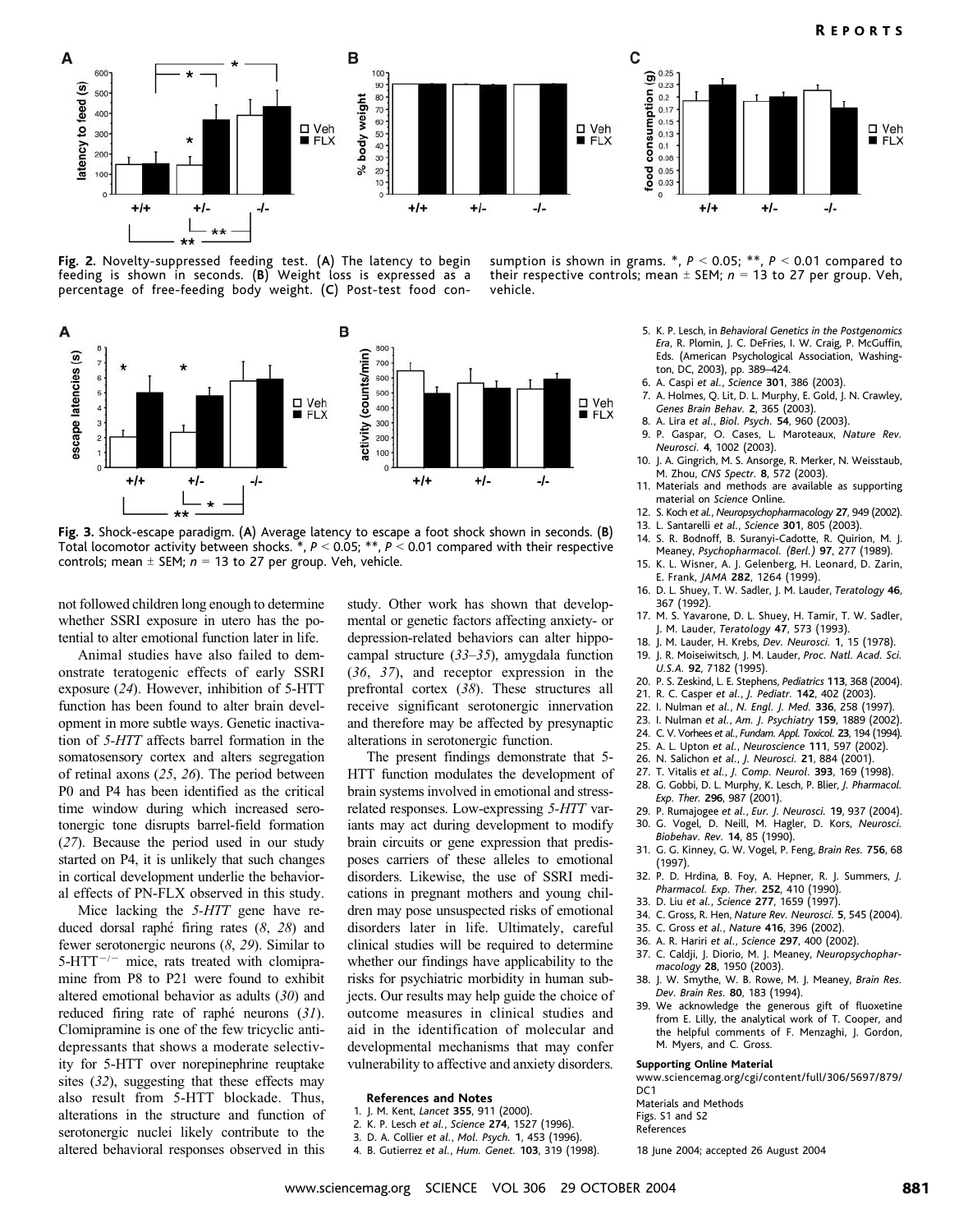A

latency to feed (s)

600
500
400
300
200
100
0

+/+ +/- -/-

□ Veh
■ FLX

B

% body weight

100
90
80
70
60
50
40
30
20
10
0

+/+ +/- -/-

□ Veh
■ FLX

C

food consumption (g)

0.25
0.23
0.2
0.17
0.15
0.13
0.1
0.08
0.05
0.03
0

+/+ +/- -/-

□ Veh
■ FLX

**Fig. 2.** Novelty-suppressed feeding test. (**A**) The latency to begin feeding is shown in seconds. (**B**) Weight loss is expressed as a percentage of free-feeding body weight. (**C**) Post-test food consumption is shown in grams. *, $P < 0.05$; **, $P < 0.01$ compared to their respective controls; mean ± SEM; $n$ = 13 to 27 per group. Veh, vehicle.

A

escape latencies (s)

8
7
6
5
4
3
2
1
0

+/+ +/- -/-

□ Veh
■ FLX

B

activity (counts/min)

800
700
600
500
400
300
200
100
0

+/+ +/- -/-

□ Veh
■ FLX

**Fig. 3.** Shock-escape paradigm. (**A**) Average latency to escape a foot shock shown in seconds. (**B**) Total locomotor activity between shocks. *, $P < 0.05$; **, $P < 0.01$ compared with their respective controls; mean ± SEM; $n$ = 13 to 27 per group. Veh, vehicle.

not followed children long enough to determine whether SSRI exposure in utero has the potential to alter emotional function later in life.

Animal studies have also failed to demonstrate teratogenic effects of early SSRI exposure (*24*). However, inhibition of 5-HTT function has been found to alter brain development in more subtle ways. Genetic inactivation of *5-HTT* affects barrel formation in the somatosensory cortex and alters segregation of retinal axons (*25*, *26*). The period between P0 and P4 has been identified as the critical time window during which increased serotonergic tone disrupts barrel-field formation (*27*). Because the period used in our study started on P4, it is unlikely that such changes in cortical development underlie the behavioral effects of PN-FLX observed in this study.

Mice lacking the *5-HTT* gene have reduced dorsal raphé firing rates (*8*, *28*) and fewer serotonergic neurons (*8*, *29*). Similar to $5\text{-HTT}^{-/-}$ mice, rats treated with clomipramine from P8 to P21 were found to exhibit altered emotional behavior as adults (*30*) and reduced firing rate of raphé neurons (*31*). Clomipramine is one of the few tricyclic antidepressants that shows a moderate selectivity for 5-HTT over norepinephrine reuptake sites (*32*), suggesting that these effects may also result from 5-HTT blockade. Thus, alterations in the structure and function of serotonergic nuclei likely contribute to the altered behavioral responses observed in this study. Other work has shown that developmental or genetic factors affecting anxiety- or depression-related behaviors can alter hippocampal structure (*33*–*35*), amygdala function (*36*, *37*), and receptor expression in the prefrontal cortex (*38*). These structures all receive significant serotonergic innervation and therefore may be affected by presynaptic alterations in serotonergic function.

The present findings demonstrate that 5-HTT function modulates the development of brain systems involved in emotional and stress-related responses. Low-expressing *5-HTT* variants may act during development to modify brain circuits or gene expression that predisposes carriers of these alleles to emotional disorders. Likewise, the use of SSRI medications in pregnant mothers and young children may pose unsuspected risks of emotional disorders later in life. Ultimately, careful clinical studies will be required to determine whether our findings have applicability to the risks for psychiatric morbidity in human subjects. Our results may help guide the choice of outcome measures in clinical studies and aid in the identification of molecular and developmental mechanisms that may confer vulnerability to affective and anxiety disorders.

### References and Notes

1. J. M. Kent, *Lancet* **355**, 911 (2000).
2. K. P. Lesch *et al.*, *Science* **274**, 1527 (1996).
3. D. A. Collier *et al.*, *Mol. Psych.* **1**, 453 (1996).
4. B. Gutierrez *et al.*, *Hum. Genet.* **103**, 319 (1998).
5. K. P. Lesch, in *Behavioral Genetics in the Postgenomics Era*, R. Plomin, J. C. DeFries, I. W. Craig, P. McGuffin, Eds. (American Psychological Association, Washington, DC, 2003), pp. 389–424.
6. A. Caspi *et al.*, *Science* **301**, 386 (2003).
7. A. Holmes, Q. Lit, D. L. Murphy, E. Gold, J. N. Crawley, *Genes Brain Behav.* **2**, 365 (2003).
8. A. Lira *et al.*, *Biol. Psych.* **54**, 960 (2003).
9. P. Gaspar, O. Cases, L. Maroteaux, *Nature Rev. Neurosci.* **4**, 1002 (2003).
10. J. A. Gingrich, M. S. Ansorge, R. Merker, N. Weisstaub, M. Zhou, *CNS Spectr.* **8**, 572 (2003).
11. Materials and methods are available as supporting material on *Science* Online.
12. S. Koch *et al.*, *Neuropsychopharmacology* **27**, 949 (2002).
13. L. Santarelli *et al.*, *Science* **301**, 805 (2003).
14. S. R. Bodnoff, B. Suranyi-Cadotte, R. Quirion, M. J. Meaney, *Psychopharmacol. (Berl.)* **97**, 277 (1989).
15. K. L. Wisner, A. J. Gelenberg, H. Leonard, D. Zarin, E. Frank, *JAMA* **282**, 1264 (1999).
16. D. L. Shuey, T. W. Sadler, J. M. Lauder, *Teratology* **46**, 367 (1992).
17. M. S. Yavarone, D. L. Shuey, H. Tamir, T. W. Sadler, J. M. Lauder, *Teratology* **47**, 573 (1993).
18. J. M. Lauder, H. Krebs, *Dev. Neurosci.* **1**, 15 (1978).
19. J. R. Moiseiwitsch, J. M. Lauder, *Proc. Natl. Acad. Sci. U.S.A.* **92**, 7182 (1995).
20. P. S. Zeskind, L. E. Stephens, *Pediatrics* **113**, 368 (2004).
21. R. C. Casper *et al.*, *J. Pediatr.* **142**, 402 (2003).
22. I. Nulman *et al.*, *N. Engl. J. Med.* **336**, 258 (1997).
23. I. Nulman *et al.*, *Am. J. Psychiatry* **159**, 1889 (2002).
24. C. V. Vorhees *et al.*, *Fundam. Appl. Toxicol.* **23**, 194 (1994).
25. A. L. Upton *et al.*, *Neuroscience* **111**, 597 (2002).
26. N. Salichon *et al.*, *J. Neurosci.* **21**, 884 (2001).
27. T. Vitalis *et al.*, *J. Comp. Neurol.* **393**, 169 (1998).
28. G. Gobbi, D. L. Murphy, K. Lesch, P. Blier, *J. Pharmacol. Exp. Ther.* **296**, 987 (2001).
29. P. Rumajogee *et al.*, *Eur. J. Neurosci.* **19**, 937 (2004).
30. G. Vogel, D. Neill, M. Hagler, D. Kors, *Neurosci. Biobehav. Rev.* **14**, 85 (1990).
31. G. G. Kinney, G. W. Vogel, P. Feng, *Brain Res.* **756**, 68 (1997).
32. P. D. Hrdina, B. Foy, A. Hepner, R. J. Summers, *J. Pharmacol. Exp. Ther.* **252**, 410 (1990).
33. D. Liu *et al.*, *Science* **277**, 1659 (1997).
34. C. Gross, R. Hen, *Nature Rev. Neurosci.* **5**, 545 (2004).
35. C. Gross *et al.*, *Nature* **416**, 396 (2002).
36. A. R. Hariri *et al.*, *Science* **297**, 400 (2002).
37. C. Caldji, J. Diorio, M. J. Meaney, *Neuropsychopharmacology* **28**, 1950 (2003).
38. J. W. Smythe, W. B. Rowe, M. J. Meaney, *Brain Res. Dev. Brain Res.* **80**, 183 (1994).
39. We acknowledge the generous gift of fluoxetine from E. Lilly, the analytical work of T. Cooper, and the helpful comments of F. Menzaghi, J. Gordon, M. Myers, and C. Gross.

**Supporting Online Material**

www.sciencemag.org/cgi/content/full/306/5697/879/DC1
Materials and Methods
Figs. S1 and S2
References

18 June 2004; accepted 26 August 2004